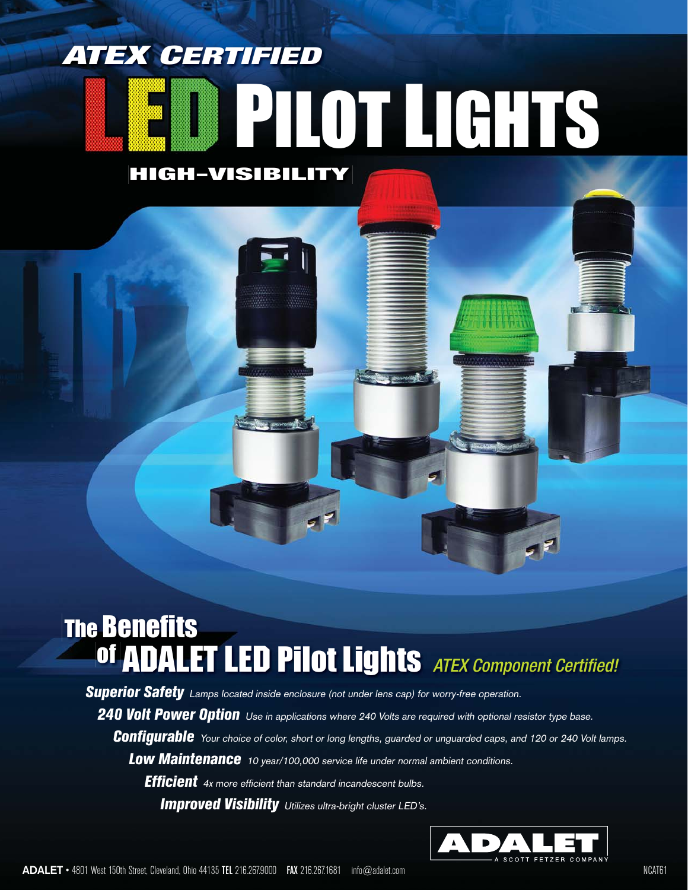# ATEX CERTIFIED LED PILOT LIGHTS

## HIGH-VISIBILITY

## The Benefits of ADALET LED Pilot Lights *ATEX Component Certified!*

***Superior Safety*** *Lamps located inside enclosure (not under lens cap) for worry-free operation.*

***240 Volt Power Option*** *Use in applications where 240 Volts are required with optional resistor type base.*

***Configurable*** *Your choice of color, short or long lengths, guarded or unguarded caps, and 120 or 240 Volt lamps.*

***Low Maintenance*** *10 year/100,000 service life under normal ambient conditions.*

***Efficient*** *4x more efficient than standard incandescent bulbs.*

***Improved Visibility*** *Utilizes ultra-bright cluster LED's.*

ADALET
A SCOTT FETZER COMPANY

**ADALET** • 4801 West 150th Street, Cleveland, Ohio 44135 **TEL** 216.267.9000 **FAX** 216.267.1681 info@adalet.com

NCAT61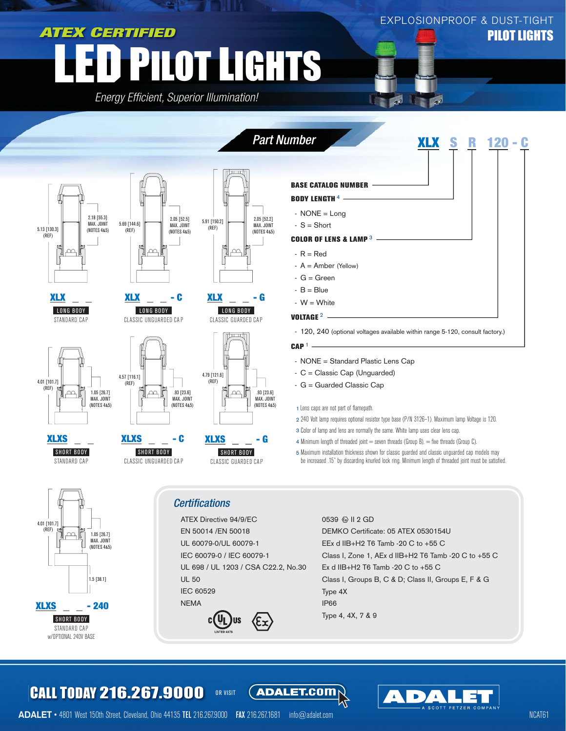ATEX CERTIFIED

# LED PILOT LIGHTS

*Energy Efficient, Superior Illumination!*

EXPLOSIONPROOF & DUST-TIGHT

**PILOT LIGHTS**

## Part Number

**XLX S R 120 - C**

**BASE CATALOG NUMBER**

**BODY LENGTH** [4]

- NONE = Long
- S = Short

**COLOR OF LENS & LAMP** [3]

- R = Red
- A = Amber (Yellow)
- G = Green
- B = Blue
- W = White

**VOLTAGE** [2]

- 120, 240 (optional voltages available within range 5-120, consult factory.)

**CAP** [1]

- NONE = Standard Plastic Lens Cap
- C = Classic Cap (Unguarded)
- G = Guarded Classic Cap

1 Lens caps are not part of flamepath.

2 240 Volt lamp requires optional resistor type base (P/N 3126-1). Maximum lamp Voltage is 120.

3 Color of lamp and lens are normally the same. White lamp uses clear lens cap.

4 Minimum length of threaded joint = seven threads (Group B), = five threads (Group C).

5 Maximum installation thickness shown for classic guarded and classic unguarded cap models may be increased .15" by discarding knurled lock ring. Minimum length of threaded joint must be satisfied.

5.13 [130.3] (REF)
2.18 [55.3] MAX. JOINT (NOTES 4&5)
**XLX _ _**
LONG BODY
STANDARD CAP

5.69 [144.6] (REF)
2.05 [52.5] MAX. JOINT (NOTES 4&5)
**XLX _ _ - C**
LONG BODY
CLASSIC UNGUARDED CAP

5.91 [150.2] (REF)
2.05 [52.2] MAX. JOINT (NOTES 4&5)
**XLX _ _ - G**
LONG BODY
CLASSIC GUARDED CAP

4.01 [101.7] (REF)
1.05 [26.7] MAX. JOINT (NOTES 4&5)
**XLXS _ _**
SHORT BODY
STANDARD CAP

4.57 [116.1] (REF)
.93 [23.6] MAX. JOINT (NOTES 4&5)
**XLXS _ _ - C**
SHORT BODY
CLASSIC UNGUARDED CAP

4.79 [121.6] (REF)
.93 [23.6] MAX. JOINT (NOTES 4&5)
**XLXS _ _ - G**
SHORT BODY
CLASSIC GUARDED CAP

4.01 [101.7] (REF)
1.05 [26.7] MAX. JOINT (NOTES 4&5)
1.5 [38.1]
**XLXS _ _ - 240**
SHORT BODY
STANDARD CAP
w/OPTIONAL 240V BASE

## Certifications

| | |
|---|---|
| ATEX Directive 94/9/EC | 0539 Ex II 2 GD |
| EN 50014 /EN 50018 | DEMKO Certificate: 05 ATEX 0530154U |
| UL 60079-0/UL 60079-1 | EEx d IIB+H2 T6 Tamb -20 C to +55 C |
| IEC 60079-0 / IEC 60079-1 | Class I, Zone 1, AEx d IIB+H2 T6 Tamb -20 C to +55 C |
| UL 698 / UL 1203 / CSA C22.2, No.30 | Ex d IIB+H2 T6 Tamb -20 C to +55 C |
| UL 50 | Class I, Groups B, C & D; Class II, Groups E, F & G |
| IEC 60529 | Type 4X |
| NEMA | IP66 |
| | Type 4, 4X, 7 & 9 |

c UL us LISTED 437S

**CALL TODAY 216.267.9000** OR VISIT **ADALET.com**

ADALET — A SCOTT FETZER COMPANY

**ADALET** • 4801 West 150th Street, Cleveland, Ohio 44135 **TEL** 216.267.9000 **FAX** 216.267.1681 info@adalet.com

NCAT61